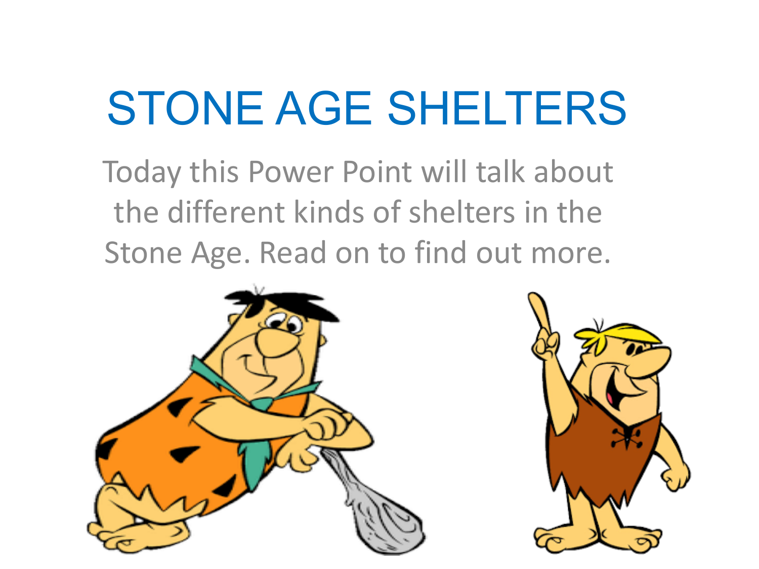# STONE AGE SHELTERS

Today this Power Point will talk about the different kinds of shelters in the Stone Age. Read on to find out more.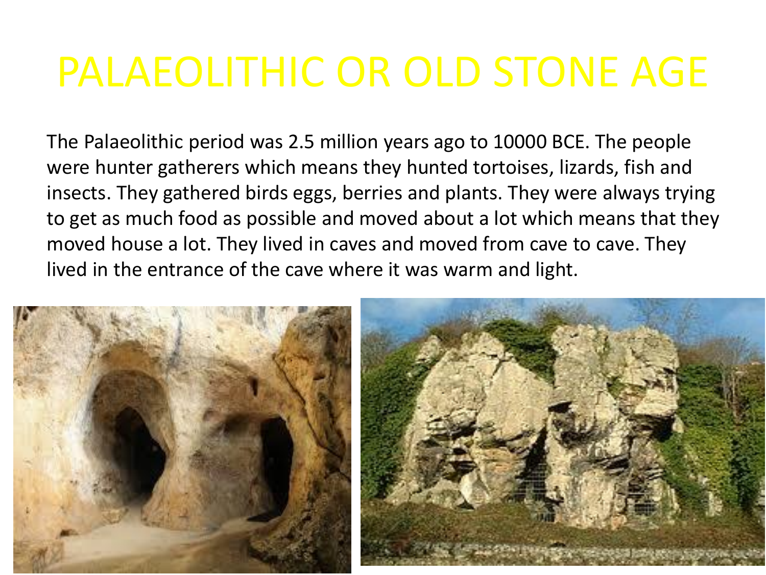# PALAEOLITHIC OR OLD STONE AGE

The Palaeolithic period was 2.5 million years ago to 10000 BCE. The people were hunter gatherers which means they hunted tortoises, lizards, fish and insects. They gathered birds eggs, berries and plants. They were always trying to get as much food as possible and moved about a lot which means that they moved house a lot. They lived in caves and moved from cave to cave. They lived in the entrance of the cave where it was warm and light.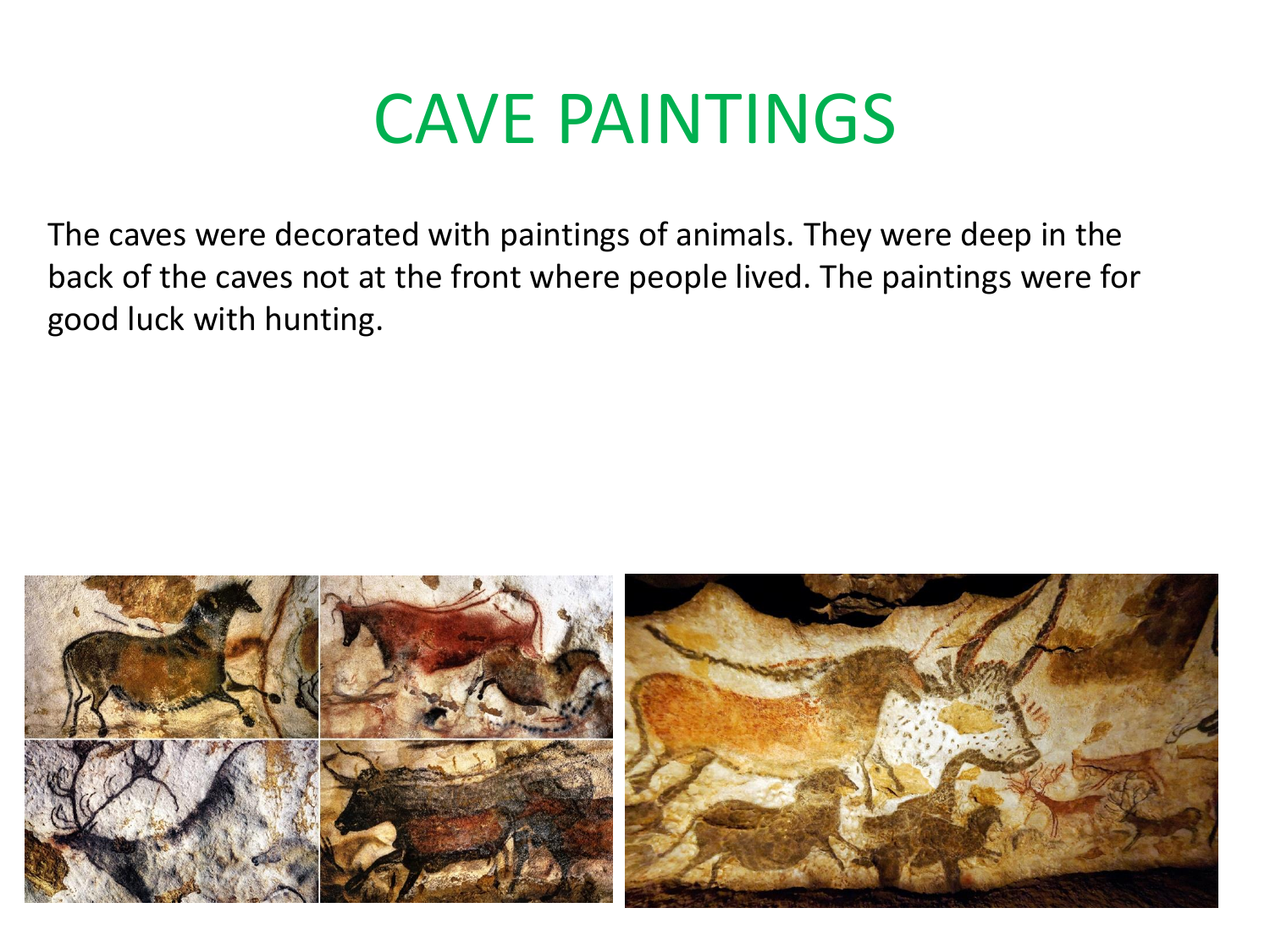# CAVE PAINTINGS

The caves were decorated with paintings of animals. They were deep in the back of the caves not at the front where people lived. The paintings were for good luck with hunting.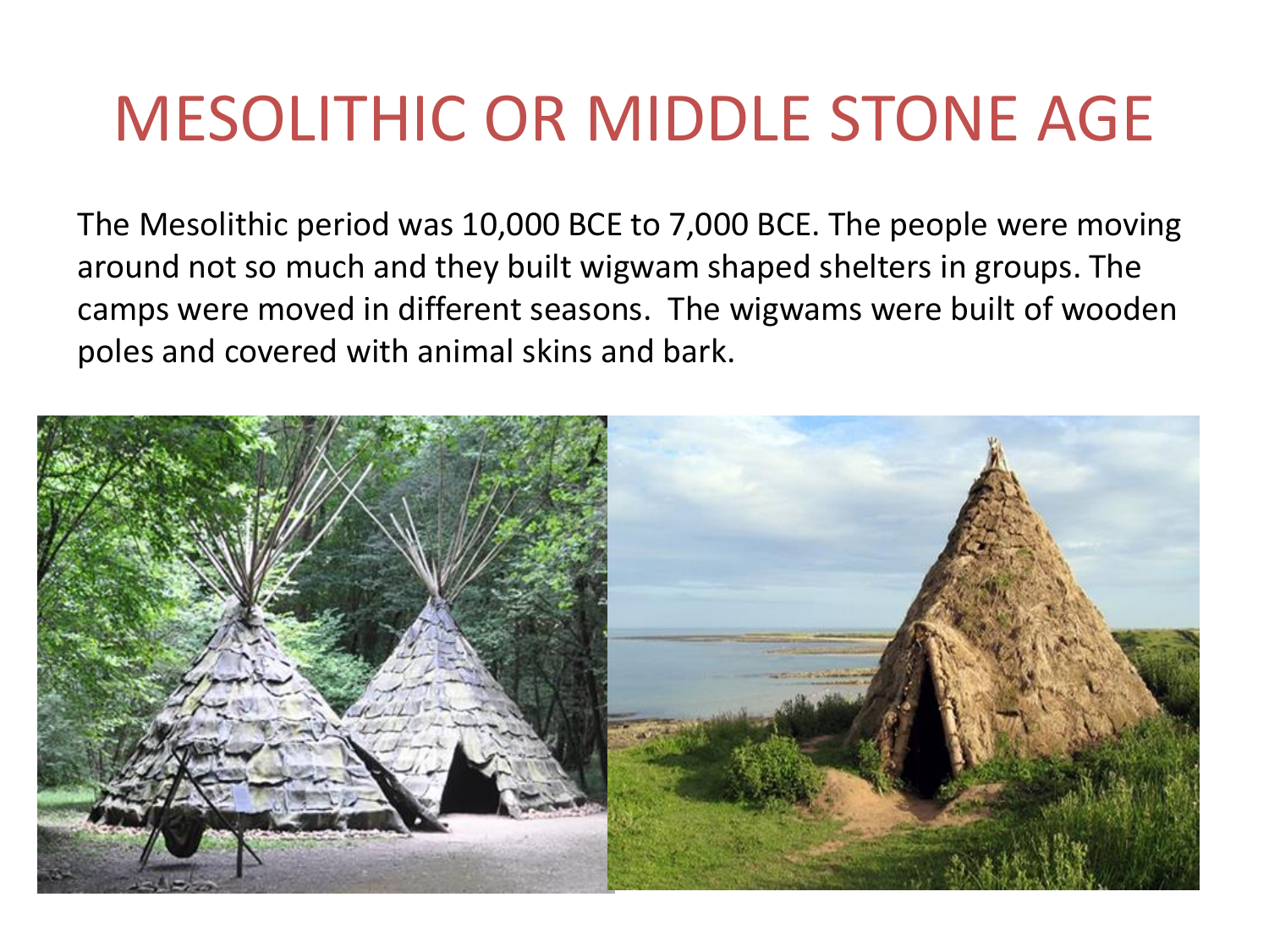# MESOLITHIC OR MIDDLE STONE AGE

The Mesolithic period was 10,000 BCE to 7,000 BCE. The people were moving around not so much and they built wigwam shaped shelters in groups. The camps were moved in different seasons. The wigwams were built of wooden poles and covered with animal skins and bark.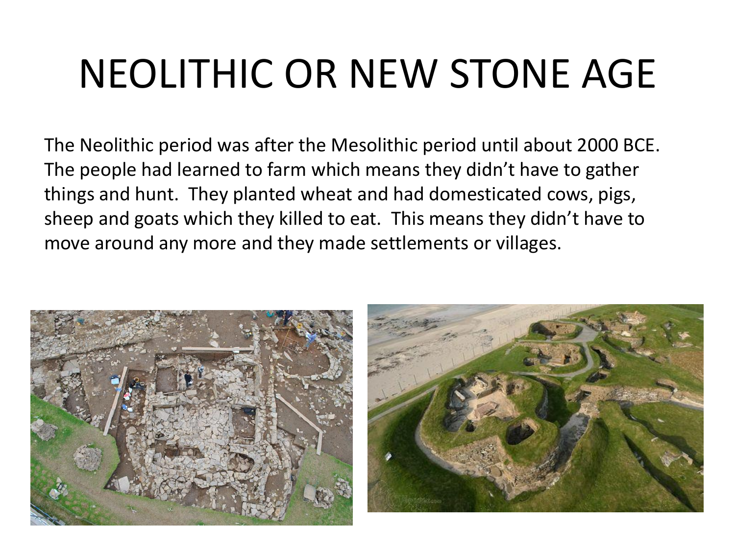# NEOLITHIC OR NEW STONE AGE

The Neolithic period was after the Mesolithic period until about 2000 BCE. The people had learned to farm which means they didn't have to gather things and hunt. They planted wheat and had domesticated cows, pigs, sheep and goats which they killed to eat. This means they didn't have to move around any more and they made settlements or villages.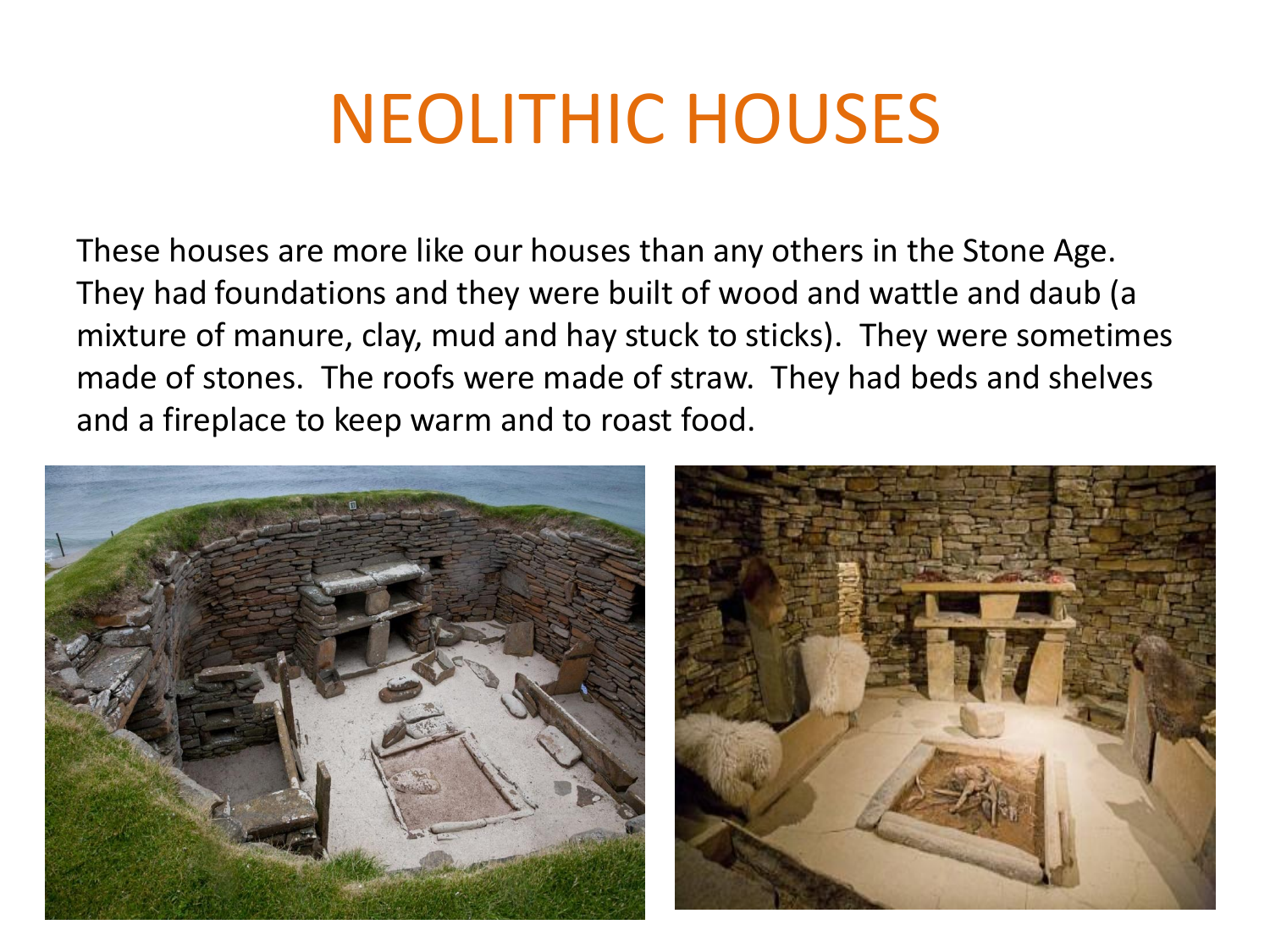# NEOLITHIC HOUSES

These houses are more like our houses than any others in the Stone Age. They had foundations and they were built of wood and wattle and daub (a mixture of manure, clay, mud and hay stuck to sticks). They were sometimes made of stones. The roofs were made of straw. They had beds and shelves and a fireplace to keep warm and to roast food.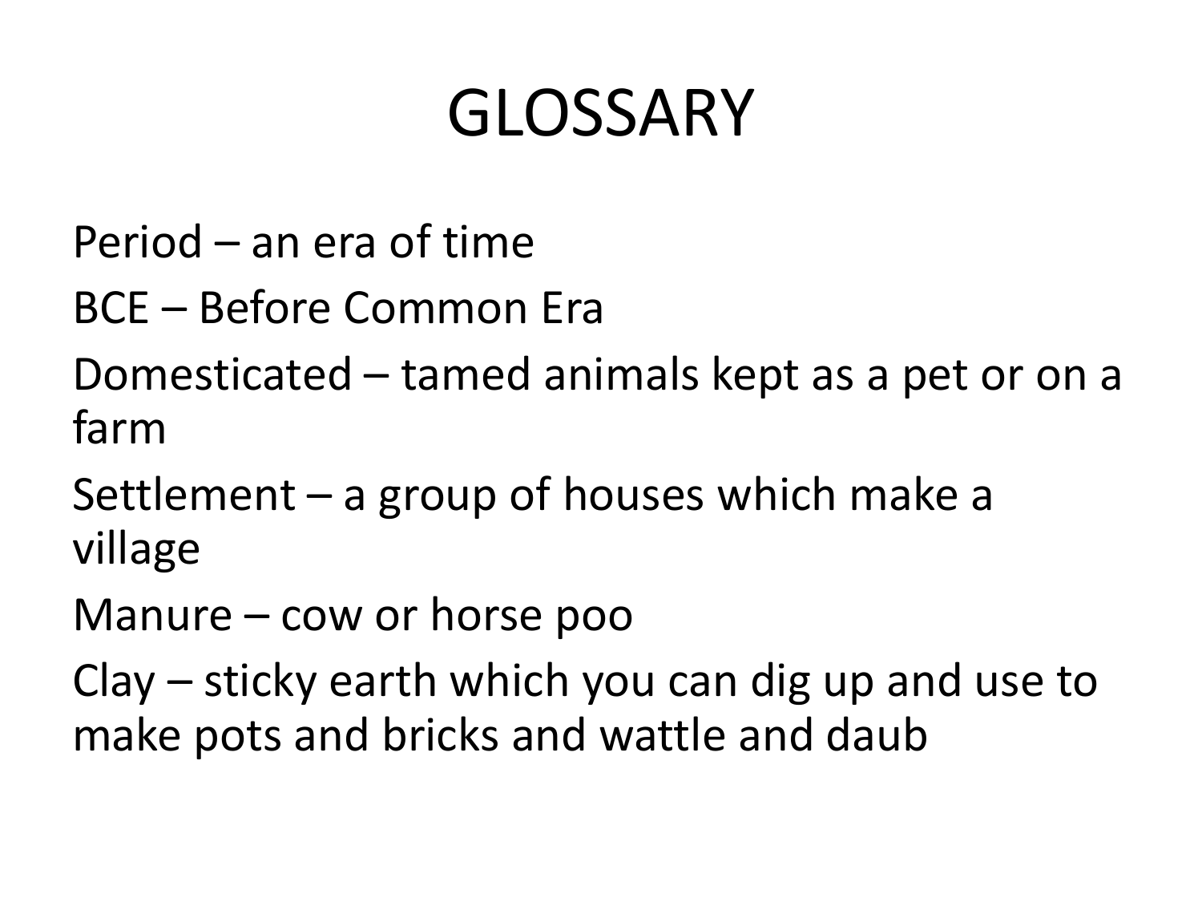# GLOSSARY

Period – an era of time

BCE – Before Common Era

Domesticated – tamed animals kept as a pet or on a farm

Settlement – a group of houses which make a village

Manure – cow or horse poo

Clay – sticky earth which you can dig up and use to make pots and bricks and wattle and daub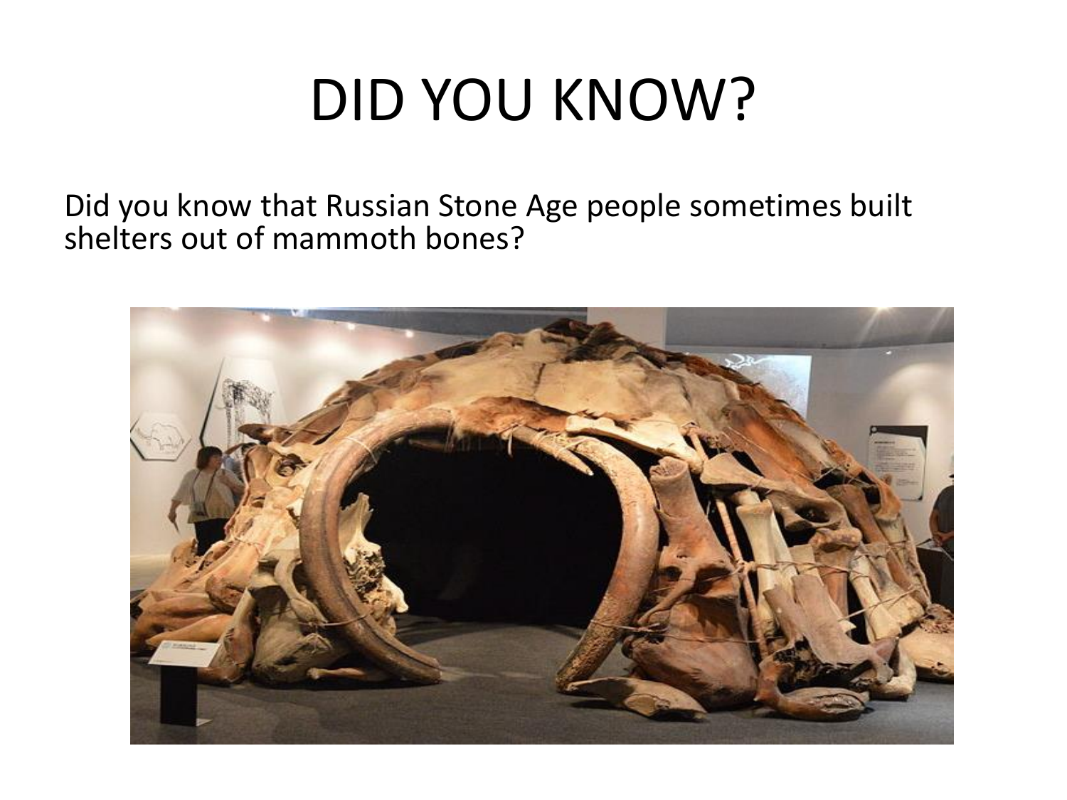# DID YOU KNOW?

Did you know that Russian Stone Age people sometimes built shelters out of mammoth bones?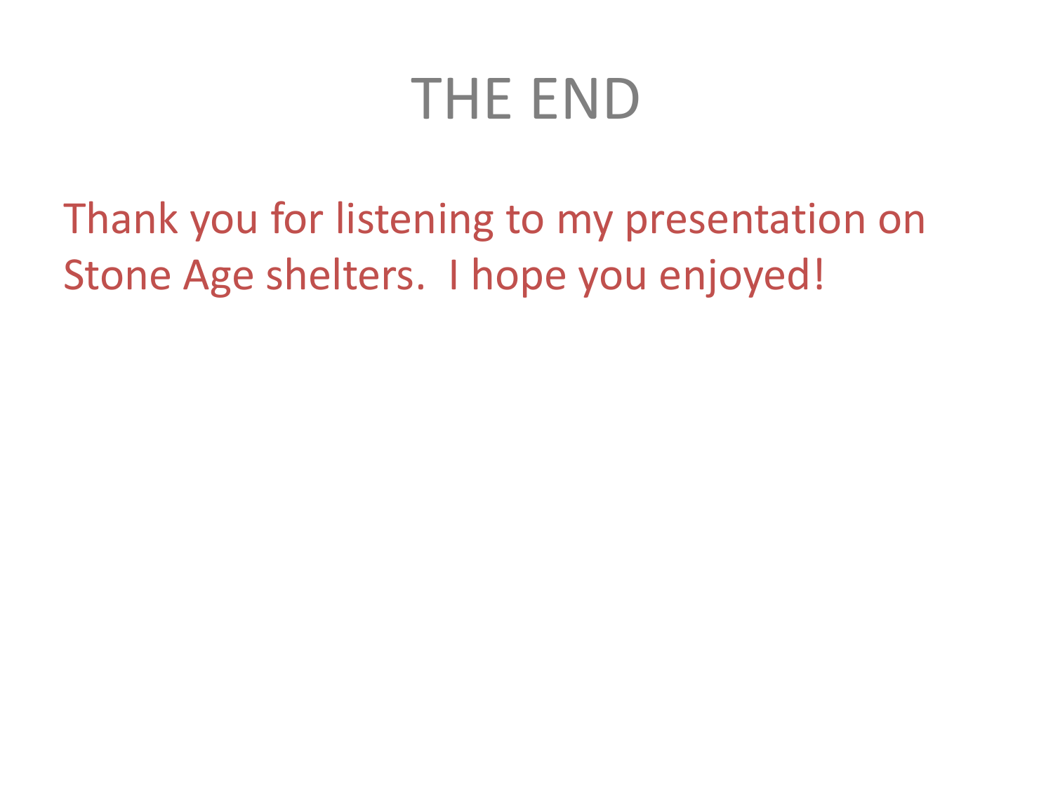# THE END

Thank you for listening to my presentation on Stone Age shelters. I hope you enjoyed!